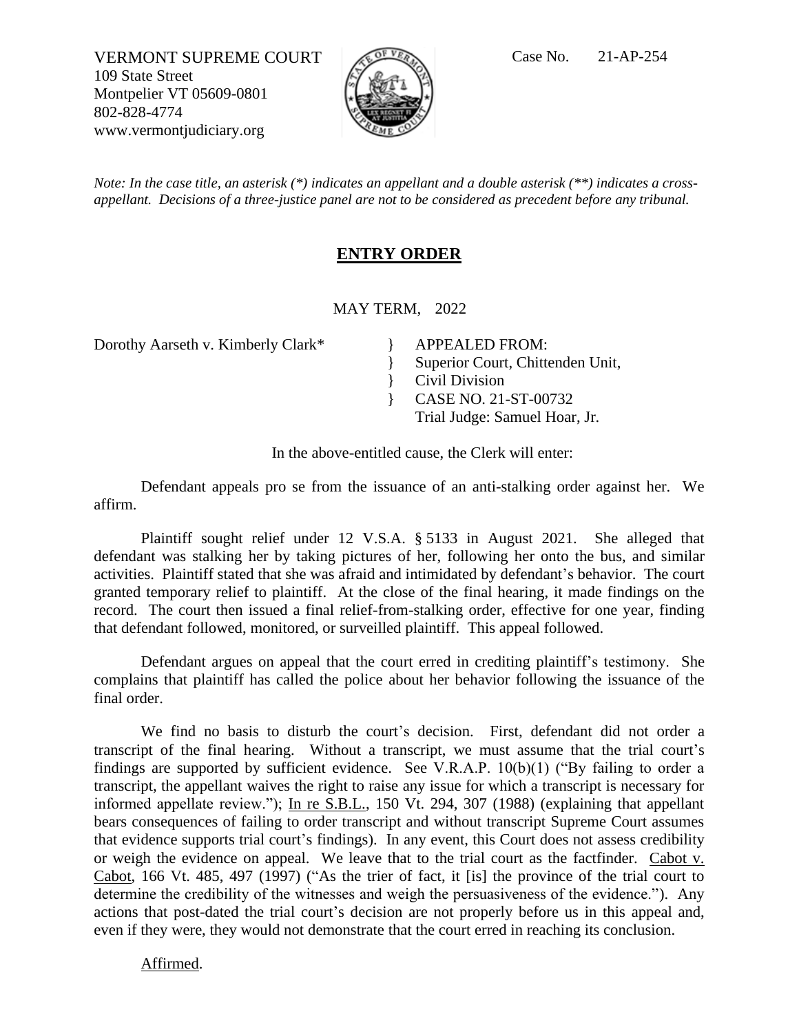VERMONT SUPREME COURT
109 State Street
Montpelier VT 05609-0801
802-828-4774
www.vermontjudiciary.org

Case No. 21-AP-254

*Note: In the case title, an asterisk (*) indicates an appellant and a double asterisk (**) indicates a cross-appellant. Decisions of a three-justice panel are not to be considered as precedent before any tribunal.*

## ENTRY ORDER

MAY TERM, 2022

| | |
|---|---|
| Dorothy Aarseth v. Kimberly Clark* | } APPEALED FROM: |
| | } Superior Court, Chittenden Unit, |
| | } Civil Division |
| | } CASE NO. 21-ST-00732 |
| | Trial Judge: Samuel Hoar, Jr. |

In the above-entitled cause, the Clerk will enter:

Defendant appeals pro se from the issuance of an anti-stalking order against her. We affirm.

Plaintiff sought relief under 12 V.S.A. § 5133 in August 2021. She alleged that defendant was stalking her by taking pictures of her, following her onto the bus, and similar activities. Plaintiff stated that she was afraid and intimidated by defendant's behavior. The court granted temporary relief to plaintiff. At the close of the final hearing, it made findings on the record. The court then issued a final relief-from-stalking order, effective for one year, finding that defendant followed, monitored, or surveilled plaintiff. This appeal followed.

Defendant argues on appeal that the court erred in crediting plaintiff's testimony. She complains that plaintiff has called the police about her behavior following the issuance of the final order.

We find no basis to disturb the court's decision. First, defendant did not order a transcript of the final hearing. Without a transcript, we must assume that the trial court's findings are supported by sufficient evidence. See V.R.A.P. 10(b)(1) ("By failing to order a transcript, the appellant waives the right to raise any issue for which a transcript is necessary for informed appellate review."); In re S.B.L., 150 Vt. 294, 307 (1988) (explaining that appellant bears consequences of failing to order transcript and without transcript Supreme Court assumes that evidence supports trial court's findings). In any event, this Court does not assess credibility or weigh the evidence on appeal. We leave that to the trial court as the factfinder. Cabot v. Cabot, 166 Vt. 485, 497 (1997) ("As the trier of fact, it [is] the province of the trial court to determine the credibility of the witnesses and weigh the persuasiveness of the evidence."). Any actions that post-dated the trial court's decision are not properly before us in this appeal and, even if they were, they would not demonstrate that the court erred in reaching its conclusion.

Affirmed.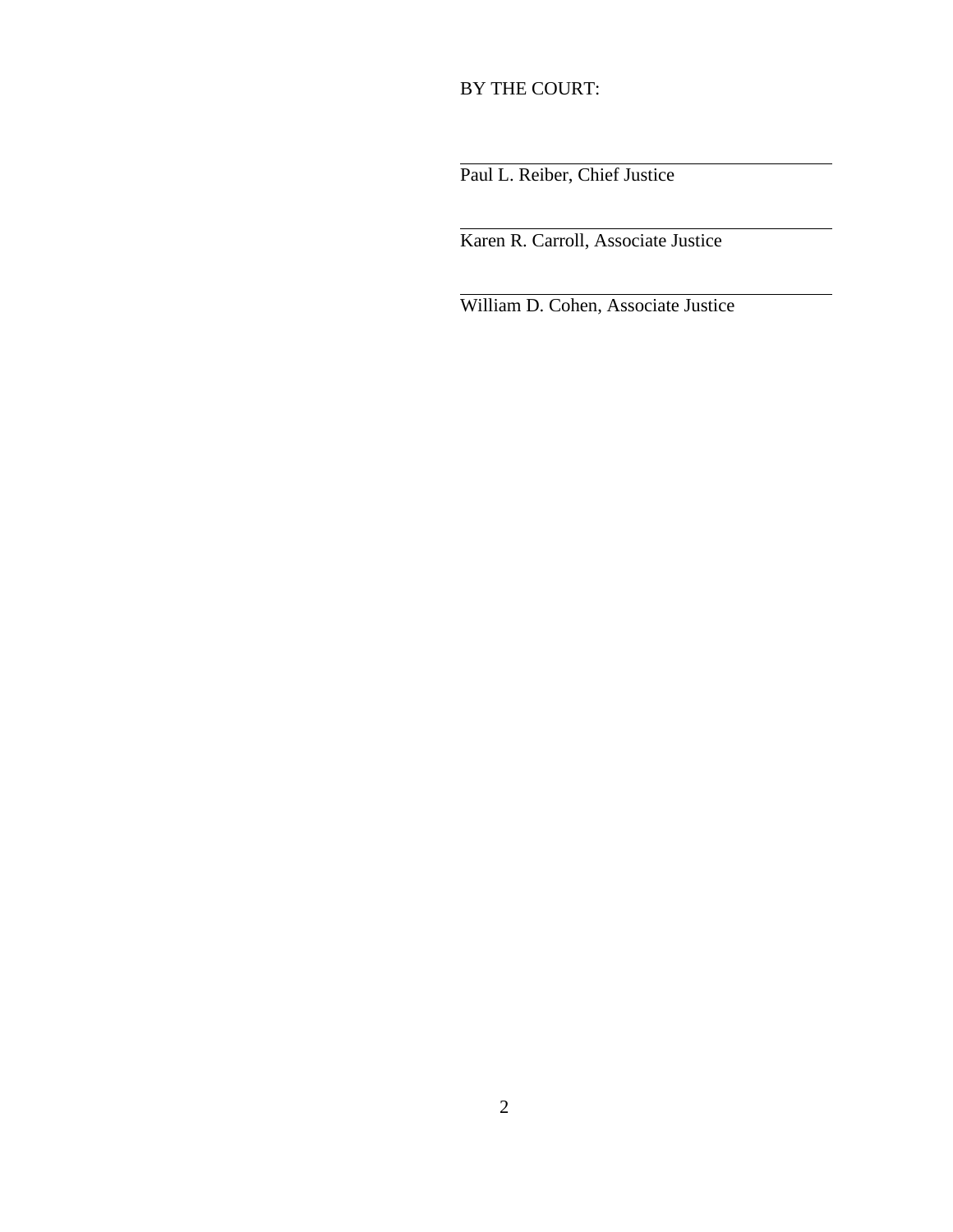BY THE COURT:

\_\_\_\_\_\_\_\_\_\_\_\_\_\_\_\_\_\_\_\_\_\_\_\_\_\_\_\_\_\_\_\_\_\_\_\_\_\_\_\_

Paul L. Reiber, Chief Justice

\_\_\_\_\_\_\_\_\_\_\_\_\_\_\_\_\_\_\_\_\_\_\_\_\_\_\_\_\_\_\_\_\_\_\_\_\_\_\_\_

Karen R. Carroll, Associate Justice

\_\_\_\_\_\_\_\_\_\_\_\_\_\_\_\_\_\_\_\_\_\_\_\_\_\_\_\_\_\_\_\_\_\_\_\_\_\_\_\_

William D. Cohen, Associate Justice